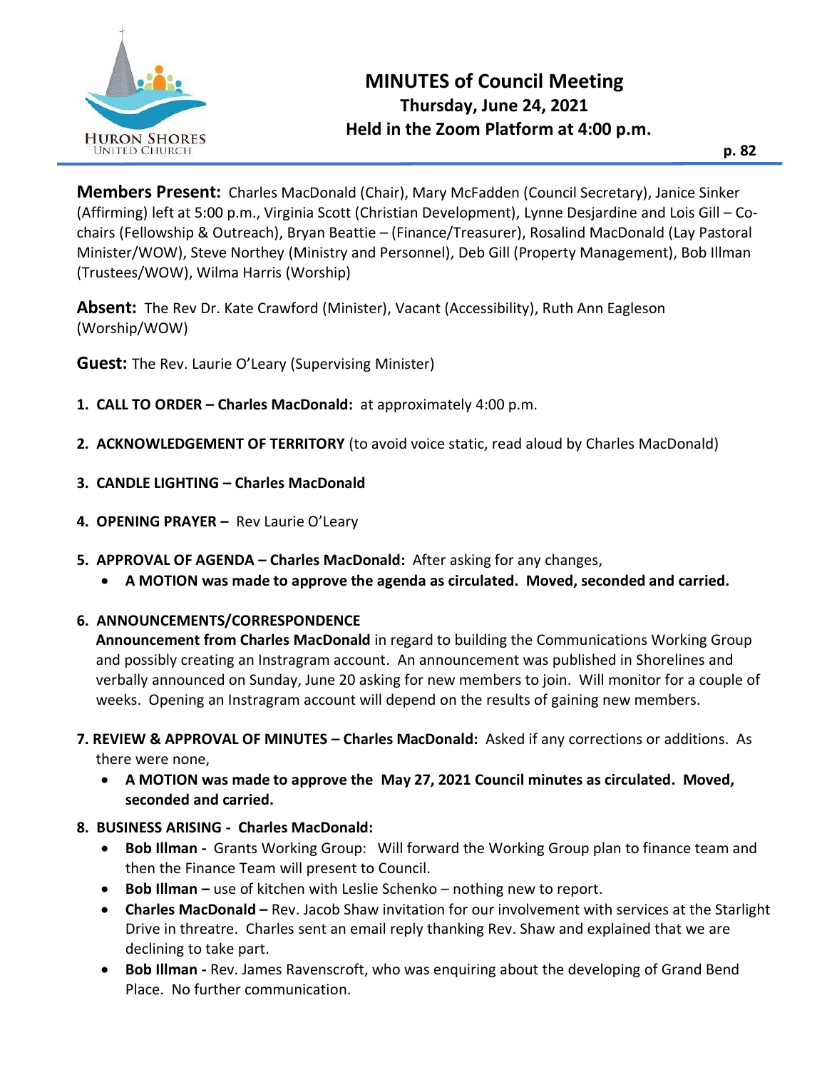# MINUTES of Council Meeting

## Thursday, June 24, 2021

## Held in the Zoom Platform at 4:00 p.m.

**Members Present:** Charles MacDonald (Chair), Mary McFadden (Council Secretary), Janice Sinker (Affirming) left at 5:00 p.m., Virginia Scott (Christian Development), Lynne Desjardine and Lois Gill – Co-chairs (Fellowship & Outreach), Bryan Beattie – (Finance/Treasurer), Rosalind MacDonald (Lay Pastoral Minister/WOW), Steve Northey (Ministry and Personnel), Deb Gill (Property Management), Bob Illman (Trustees/WOW), Wilma Harris (Worship)

**Absent:** The Rev Dr. Kate Crawford (Minister), Vacant (Accessibility), Ruth Ann Eagleson (Worship/WOW)

**Guest:** The Rev. Laurie O'Leary (Supervising Minister)

1. **CALL TO ORDER – Charles MacDonald:** at approximately 4:00 p.m.

2. **ACKNOWLEDGEMENT OF TERRITORY** (to avoid voice static, read aloud by Charles MacDonald)

3. **CANDLE LIGHTING – Charles MacDonald**

4. **OPENING PRAYER –** Rev Laurie O'Leary

5. **APPROVAL OF AGENDA – Charles MacDonald:** After asking for any changes,
   - **A MOTION was made to approve the agenda as circulated. Moved, seconded and carried.**

6. **ANNOUNCEMENTS/CORRESPONDENCE**
   **Announcement from Charles MacDonald** in regard to building the Communications Working Group and possibly creating an Instragram account. An announcement was published in Shorelines and verbally announced on Sunday, June 20 asking for new members to join. Will monitor for a couple of weeks. Opening an Instragram account will depend on the results of gaining new members.

7. **REVIEW & APPROVAL OF MINUTES – Charles MacDonald:** Asked if any corrections or additions. As there were none,
   - **A MOTION was made to approve the May 27, 2021 Council minutes as circulated. Moved, seconded and carried.**

8. **BUSINESS ARISING - Charles MacDonald:**
   - **Bob Illman -** Grants Working Group: Will forward the Working Group plan to finance team and then the Finance Team will present to Council.
   - **Bob Illman –** use of kitchen with Leslie Schenko – nothing new to report.
   - **Charles MacDonald –** Rev. Jacob Shaw invitation for our involvement with services at the Starlight Drive in threatre. Charles sent an email reply thanking Rev. Shaw and explained that we are declining to take part.
   - **Bob Illman -** Rev. James Ravenscroft, who was enquiring about the developing of Grand Bend Place. No further communication.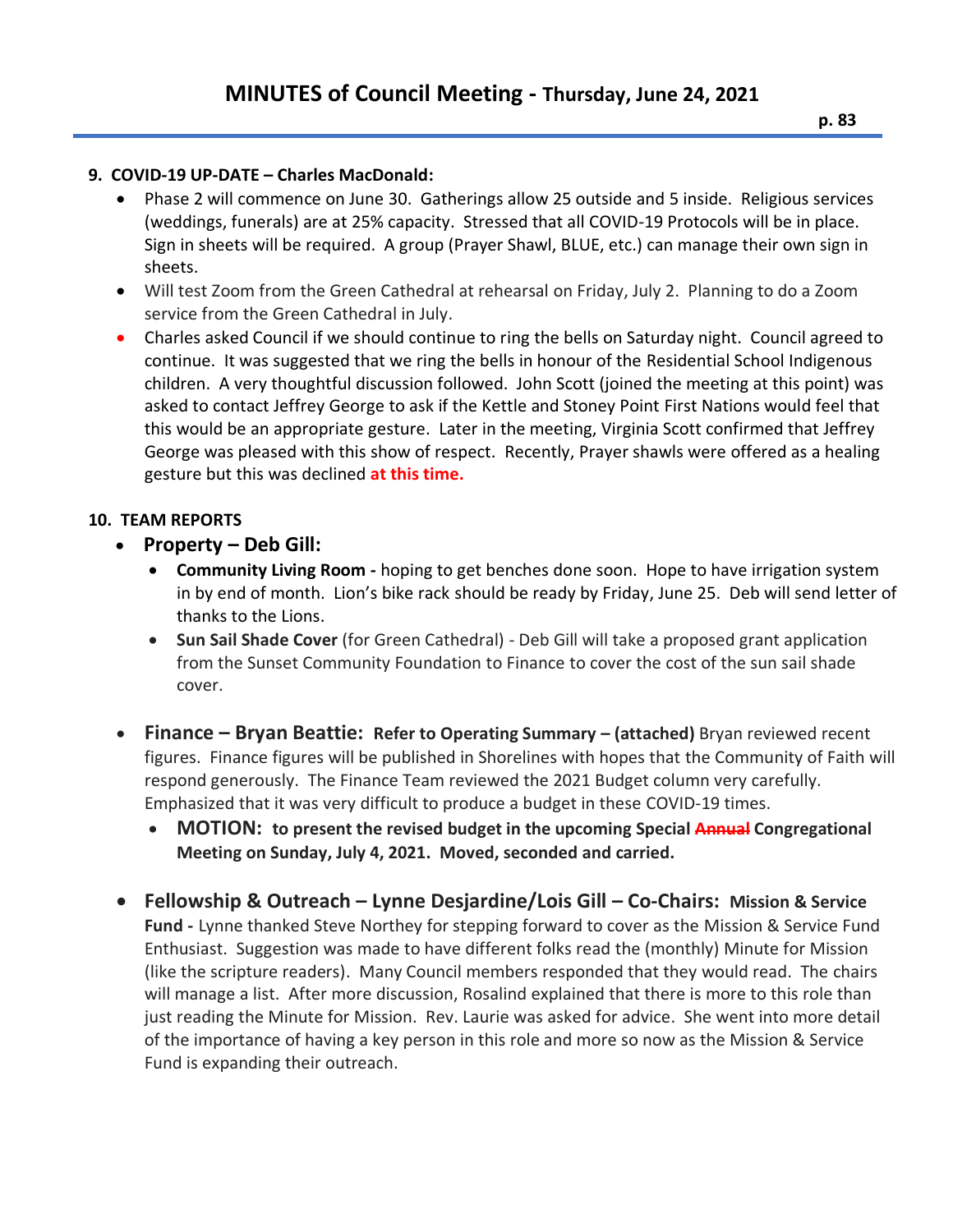# MINUTES of Council Meeting - Thursday, June 24, 2021

**9. COVID-19 UP-DATE – Charles MacDonald:**

- Phase 2 will commence on June 30. Gatherings allow 25 outside and 5 inside. Religious services (weddings, funerals) are at 25% capacity. Stressed that all COVID-19 Protocols will be in place. Sign in sheets will be required. A group (Prayer Shawl, BLUE, etc.) can manage their own sign in sheets.
- Will test Zoom from the Green Cathedral at rehearsal on Friday, July 2. Planning to do a Zoom service from the Green Cathedral in July.
- Charles asked Council if we should continue to ring the bells on Saturday night. Council agreed to continue. It was suggested that we ring the bells in honour of the Residential School Indigenous children. A very thoughtful discussion followed. John Scott (joined the meeting at this point) was asked to contact Jeffrey George to ask if the Kettle and Stoney Point First Nations would feel that this would be an appropriate gesture. Later in the meeting, Virginia Scott confirmed that Jeffrey George was pleased with this show of respect. Recently, Prayer shawls were offered as a healing gesture but this was declined **at this time.**

**10. TEAM REPORTS**

- **Property – Deb Gill:**
  - **Community Living Room -** hoping to get benches done soon. Hope to have irrigation system in by end of month. Lion's bike rack should be ready by Friday, June 25. Deb will send letter of thanks to the Lions.
  - **Sun Sail Shade Cover** (for Green Cathedral) - Deb Gill will take a proposed grant application from the Sunset Community Foundation to Finance to cover the cost of the sun sail shade cover.

- **Finance – Bryan Beattie: Refer to Operating Summary – (attached)** Bryan reviewed recent figures. Finance figures will be published in Shorelines with hopes that the Community of Faith will respond generously. The Finance Team reviewed the 2021 Budget column very carefully. Emphasized that it was very difficult to produce a budget in these COVID-19 times.
  - **MOTION: to present the revised budget in the upcoming Special ~~Annual~~ Congregational Meeting on Sunday, July 4, 2021. Moved, seconded and carried.**

- **Fellowship & Outreach – Lynne Desjardine/Lois Gill – Co-Chairs: Mission & Service Fund -** Lynne thanked Steve Northey for stepping forward to cover as the Mission & Service Fund Enthusiast. Suggestion was made to have different folks read the (monthly) Minute for Mission (like the scripture readers). Many Council members responded that they would read. The chairs will manage a list. After more discussion, Rosalind explained that there is more to this role than just reading the Minute for Mission. Rev. Laurie was asked for advice. She went into more detail of the importance of having a key person in this role and more so now as the Mission & Service Fund is expanding their outreach.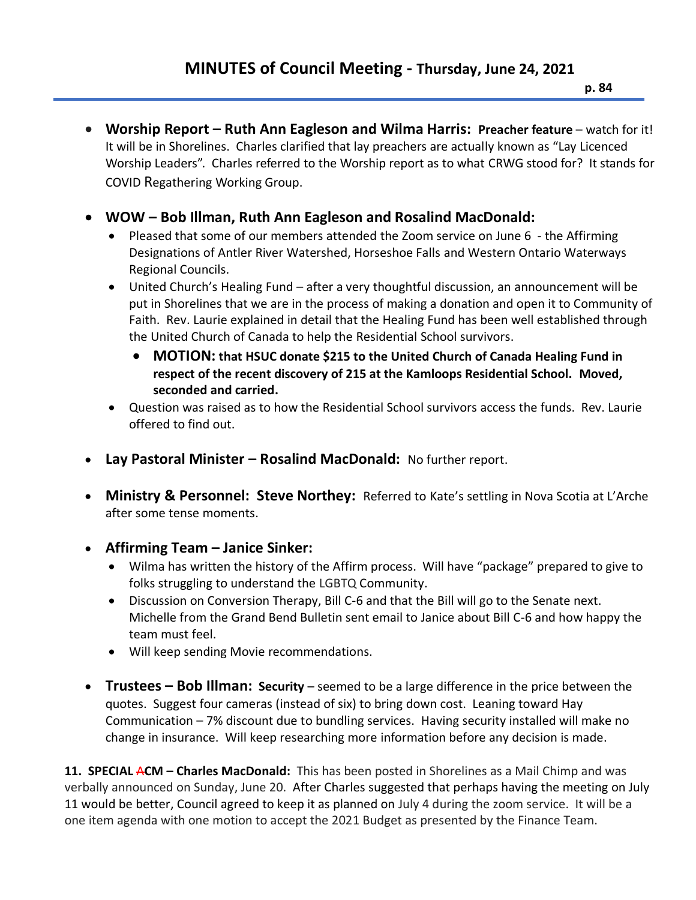- **Worship Report – Ruth Ann Eagleson and Wilma Harris:** **Preacher feature** – watch for it! It will be in Shorelines. Charles clarified that lay preachers are actually known as "Lay Licenced Worship Leaders". Charles referred to the Worship report as to what CRWG stood for? It stands for COVID Regathering Working Group.

- **WOW – Bob Illman, Ruth Ann Eagleson and Rosalind MacDonald:**
  - Pleased that some of our members attended the Zoom service on June 6 - the Affirming Designations of Antler River Watershed, Horseshoe Falls and Western Ontario Waterways Regional Councils.
  - United Church's Healing Fund – after a very thoughtful discussion, an announcement will be put in Shorelines that we are in the process of making a donation and open it to Community of Faith. Rev. Laurie explained in detail that the Healing Fund has been well established through the United Church of Canada to help the Residential School survivors.
    - **MOTION: that HSUC donate $215 to the United Church of Canada Healing Fund in respect of the recent discovery of 215 at the Kamloops Residential School. Moved, seconded and carried.**
  - Question was raised as to how the Residential School survivors access the funds. Rev. Laurie offered to find out.

- **Lay Pastoral Minister – Rosalind MacDonald:** No further report.

- **Ministry & Personnel: Steve Northey:** Referred to Kate's settling in Nova Scotia at L'Arche after some tense moments.

- **Affirming Team – Janice Sinker:**
  - Wilma has written the history of the Affirm process. Will have "package" prepared to give to folks struggling to understand the LGBTQ Community.
  - Discussion on Conversion Therapy, Bill C-6 and that the Bill will go to the Senate next. Michelle from the Grand Bend Bulletin sent email to Janice about Bill C-6 and how happy the team must feel.
  - Will keep sending Movie recommendations.

- **Trustees – Bob Illman:** **Security** – seemed to be a large difference in the price between the quotes. Suggest four cameras (instead of six) to bring down cost. Leaning toward Hay Communication – 7% discount due to bundling services. Having security installed will make no change in insurance. Will keep researching more information before any decision is made.

**11. SPECIAL ~~A~~CM – Charles MacDonald:** This has been posted in Shorelines as a Mail Chimp and was verbally announced on Sunday, June 20. After Charles suggested that perhaps having the meeting on July 11 would be better, Council agreed to keep it as planned on July 4 during the zoom service. It will be a one item agenda with one motion to accept the 2021 Budget as presented by the Finance Team.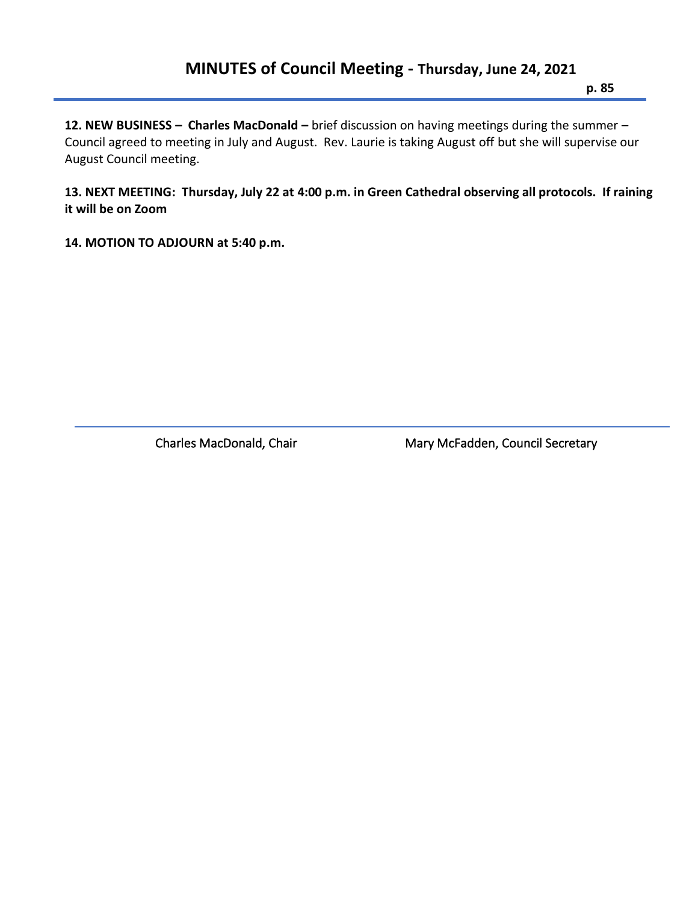**12. NEW BUSINESS – Charles MacDonald –** brief discussion on having meetings during the summer – Council agreed to meeting in July and August. Rev. Laurie is taking August off but she will supervise our August Council meeting.

**13. NEXT MEETING: Thursday, July 22 at 4:00 p.m. in Green Cathedral observing all protocols. If raining it will be on Zoom**

**14. MOTION TO ADJOURN at 5:40 p.m.**

---

Charles MacDonald, Chair

Mary McFadden, Council Secretary